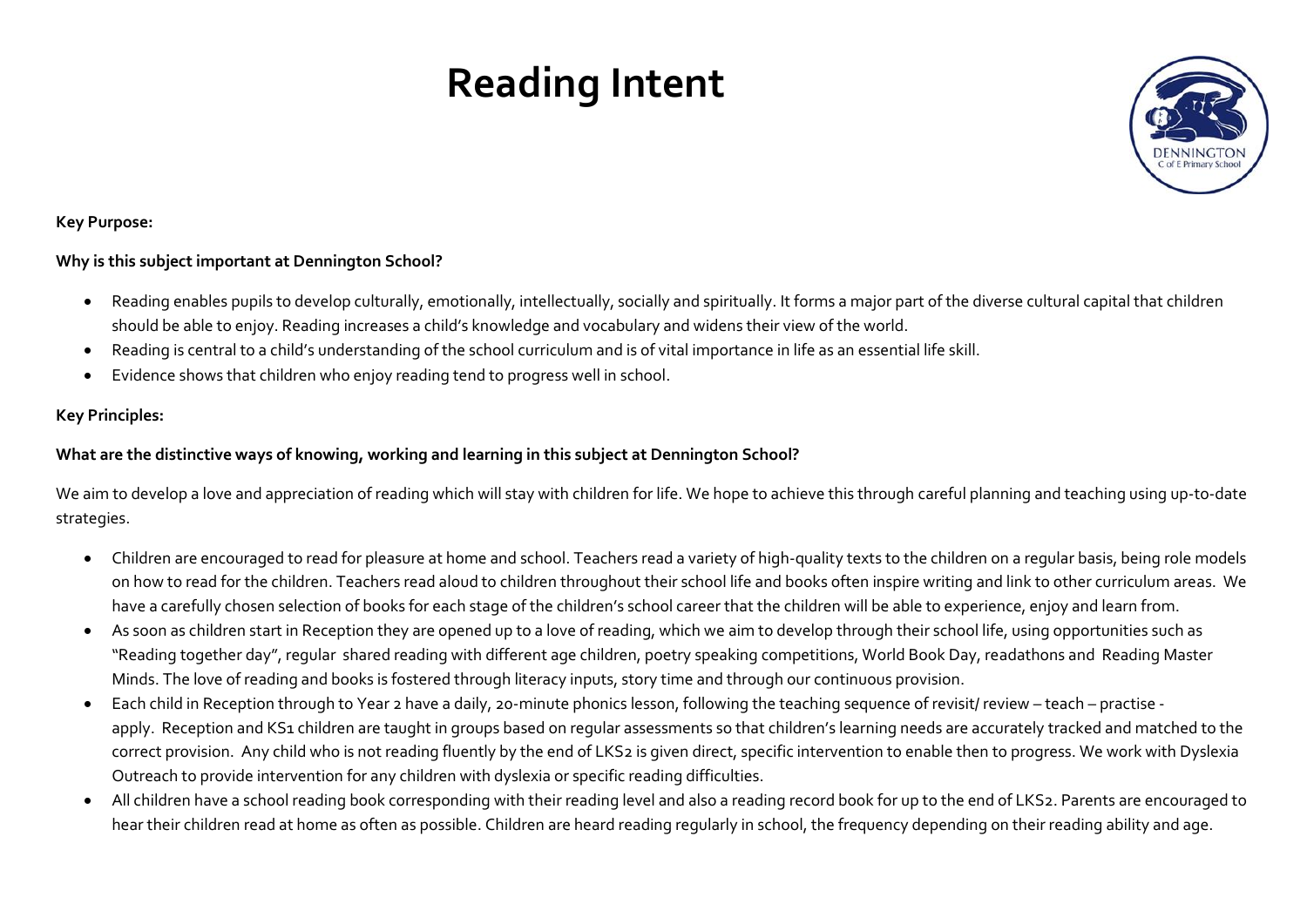# Reading Intent

**Key Purpose:**

**Why is this subject important at Dennington School?**

- Reading enables pupils to develop culturally, emotionally, intellectually, socially and spiritually. It forms a major part of the diverse cultural capital that children should be able to enjoy. Reading increases a child's knowledge and vocabulary and widens their view of the world.
- Reading is central to a child's understanding of the school curriculum and is of vital importance in life as an essential life skill.
- Evidence shows that children who enjoy reading tend to progress well in school.

**Key Principles:**

**What are the distinctive ways of knowing, working and learning in this subject at Dennington School?**

We aim to develop a love and appreciation of reading which will stay with children for life. We hope to achieve this through careful planning and teaching using up-to-date strategies.

- Children are encouraged to read for pleasure at home and school. Teachers read a variety of high-quality texts to the children on a regular basis, being role models on how to read for the children. Teachers read aloud to children throughout their school life and books often inspire writing and link to other curriculum areas. We have a carefully chosen selection of books for each stage of the children's school career that the children will be able to experience, enjoy and learn from.
- As soon as children start in Reception they are opened up to a love of reading, which we aim to develop through their school life, using opportunities such as "Reading together day", regular shared reading with different age children, poetry speaking competitions, World Book Day, readathons and Reading Master Minds. The love of reading and books is fostered through literacy inputs, story time and through our continuous provision.
- Each child in Reception through to Year 2 have a daily, 20-minute phonics lesson, following the teaching sequence of revisit/ review – teach – practise - apply. Reception and KS1 children are taught in groups based on regular assessments so that children's learning needs are accurately tracked and matched to the correct provision. Any child who is not reading fluently by the end of LKS2 is given direct, specific intervention to enable then to progress. We work with Dyslexia Outreach to provide intervention for any children with dyslexia or specific reading difficulties.
- All children have a school reading book corresponding with their reading level and also a reading record book for up to the end of LKS2. Parents are encouraged to hear their children read at home as often as possible. Children are heard reading regularly in school, the frequency depending on their reading ability and age.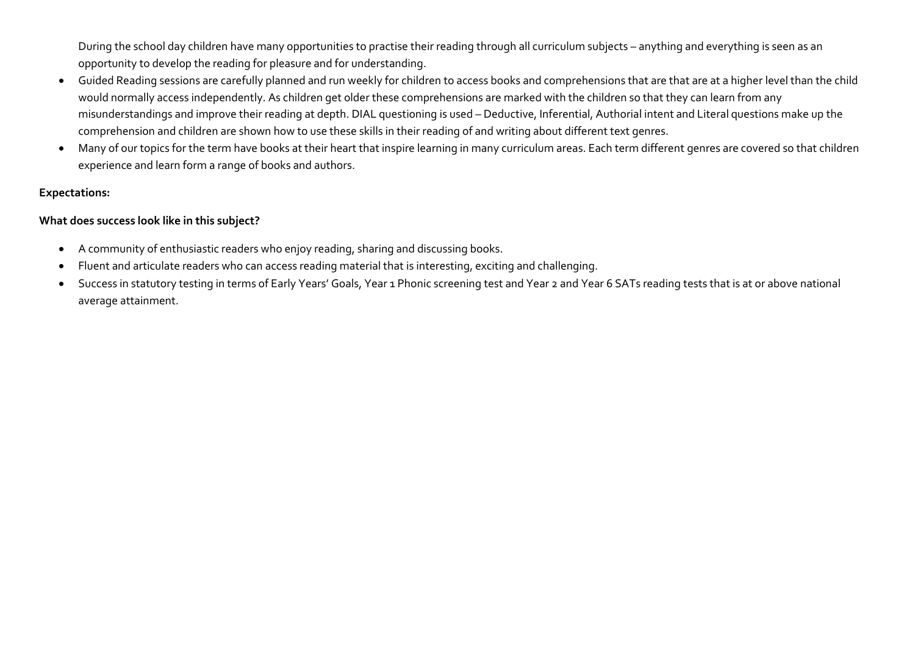During the school day children have many opportunities to practise their reading through all curriculum subjects – anything and everything is seen as an opportunity to develop the reading for pleasure and for understanding.

- Guided Reading sessions are carefully planned and run weekly for children to access books and comprehensions that are that are at a higher level than the child would normally access independently. As children get older these comprehensions are marked with the children so that they can learn from any misunderstandings and improve their reading at depth. DIAL questioning is used – Deductive, Inferential, Authorial intent and Literal questions make up the comprehension and children are shown how to use these skills in their reading of and writing about different text genres.
- Many of our topics for the term have books at their heart that inspire learning in many curriculum areas. Each term different genres are covered so that children experience and learn form a range of books and authors.

**Expectations:**

**What does success look like in this subject?**

- A community of enthusiastic readers who enjoy reading, sharing and discussing books.
- Fluent and articulate readers who can access reading material that is interesting, exciting and challenging.
- Success in statutory testing in terms of Early Years' Goals, Year 1 Phonic screening test and Year 2 and Year 6 SATs reading tests that is at or above national average attainment.